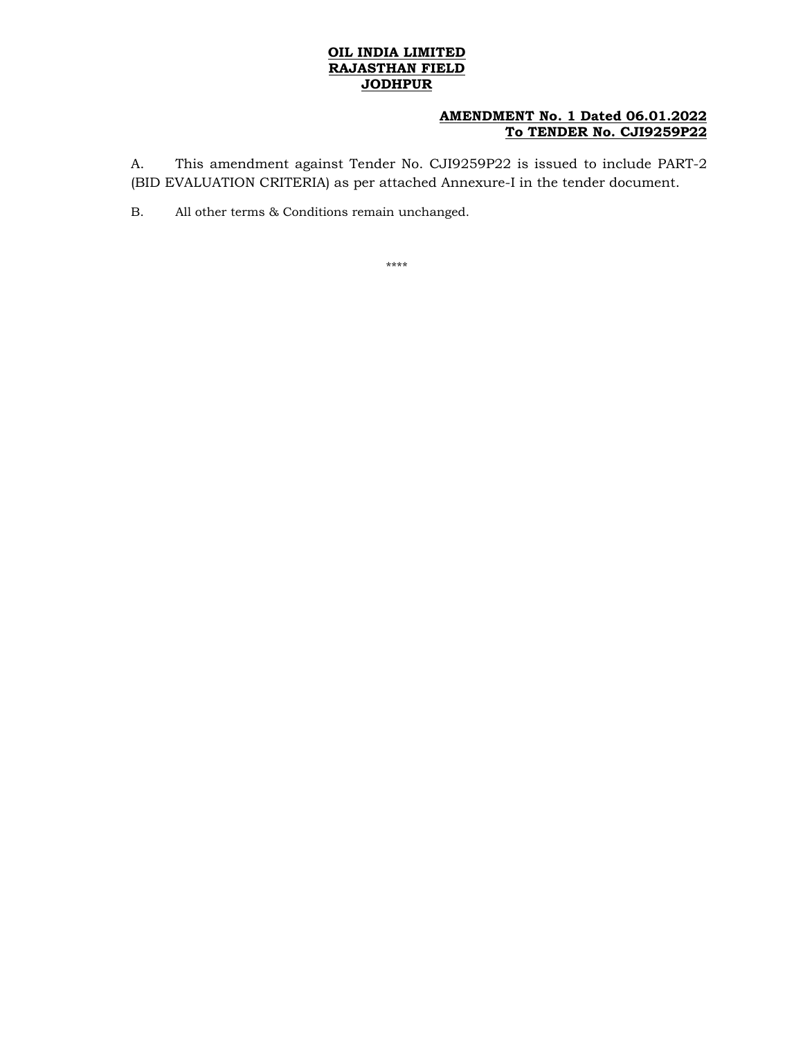**OIL INDIA LIMITED**
**RAJASTHAN FIELD**
**JODHPUR**

**AMENDMENT No. 1 Dated 06.01.2022**
**To TENDER No. CJI9259P22**

A. This amendment against Tender No. CJI9259P22 is issued to include PART-2 (BID EVALUATION CRITERIA) as per attached Annexure-I in the tender document.

B. All other terms & Conditions remain unchanged.

****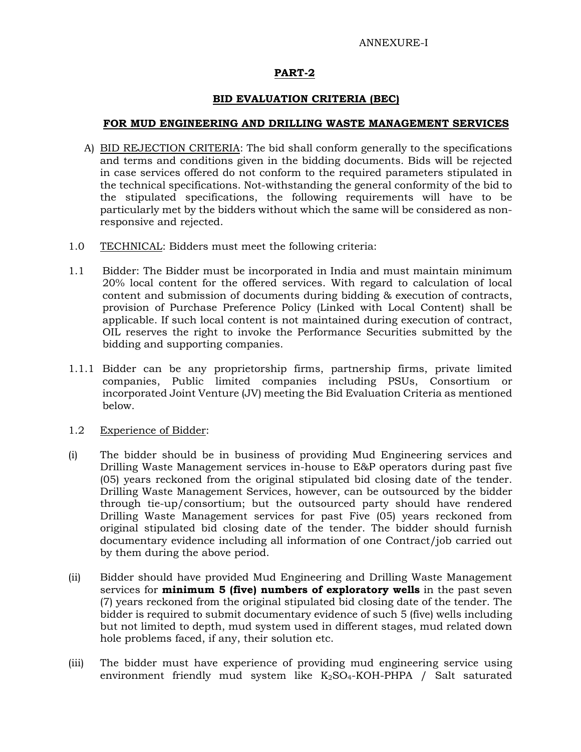ANNEXURE-I

## PART-2

## BID EVALUATION CRITERIA (BEC)

## FOR MUD ENGINEERING AND DRILLING WASTE MANAGEMENT SERVICES

A) BID REJECTION CRITERIA: The bid shall conform generally to the specifications and terms and conditions given in the bidding documents. Bids will be rejected in case services offered do not conform to the required parameters stipulated in the technical specifications. Not-withstanding the general conformity of the bid to the stipulated specifications, the following requirements will have to be particularly met by the bidders without which the same will be considered as non-responsive and rejected.

1.0 TECHNICAL: Bidders must meet the following criteria:

1.1 Bidder: The Bidder must be incorporated in India and must maintain minimum 20% local content for the offered services. With regard to calculation of local content and submission of documents during bidding & execution of contracts, provision of Purchase Preference Policy (Linked with Local Content) shall be applicable. If such local content is not maintained during execution of contract, OIL reserves the right to invoke the Performance Securities submitted by the bidding and supporting companies.

1.1.1 Bidder can be any proprietorship firms, partnership firms, private limited companies, Public limited companies including PSUs, Consortium or incorporated Joint Venture (JV) meeting the Bid Evaluation Criteria as mentioned below.

1.2 Experience of Bidder:

(i) The bidder should be in business of providing Mud Engineering services and Drilling Waste Management services in-house to E&P operators during past five (05) years reckoned from the original stipulated bid closing date of the tender. Drilling Waste Management Services, however, can be outsourced by the bidder through tie-up/consortium; but the outsourced party should have rendered Drilling Waste Management services for past Five (05) years reckoned from original stipulated bid closing date of the tender. The bidder should furnish documentary evidence including all information of one Contract/job carried out by them during the above period.

(ii) Bidder should have provided Mud Engineering and Drilling Waste Management services for **minimum 5 (five) numbers of exploratory wells** in the past seven (7) years reckoned from the original stipulated bid closing date of the tender. The bidder is required to submit documentary evidence of such 5 (five) wells including but not limited to depth, mud system used in different stages, mud related down hole problems faced, if any, their solution etc.

(iii) The bidder must have experience of providing mud engineering service using environment friendly mud system like $K_2SO_4$-KOH-PHPA / Salt saturated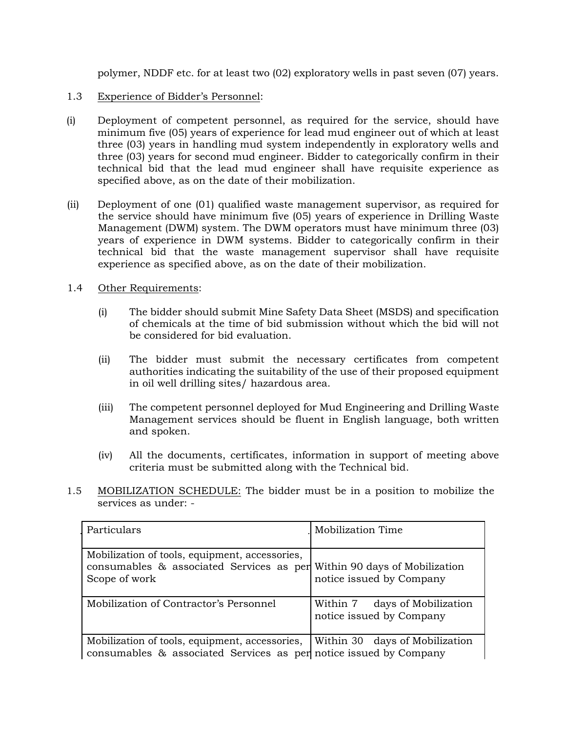polymer, NDDF etc. for at least two (02) exploratory wells in past seven (07) years.

1.3 Experience of Bidder's Personnel:

(i) Deployment of competent personnel, as required for the service, should have minimum five (05) years of experience for lead mud engineer out of which at least three (03) years in handling mud system independently in exploratory wells and three (03) years for second mud engineer. Bidder to categorically confirm in their technical bid that the lead mud engineer shall have requisite experience as specified above, as on the date of their mobilization.

(ii) Deployment of one (01) qualified waste management supervisor, as required for the service should have minimum five (05) years of experience in Drilling Waste Management (DWM) system. The DWM operators must have minimum three (03) years of experience in DWM systems. Bidder to categorically confirm in their technical bid that the waste management supervisor shall have requisite experience as specified above, as on the date of their mobilization.

1.4 Other Requirements:

(i) The bidder should submit Mine Safety Data Sheet (MSDS) and specification of chemicals at the time of bid submission without which the bid will not be considered for bid evaluation.

(ii) The bidder must submit the necessary certificates from competent authorities indicating the suitability of the use of their proposed equipment in oil well drilling sites/ hazardous area.

(iii) The competent personnel deployed for Mud Engineering and Drilling Waste Management services should be fluent in English language, both written and spoken.

(iv) All the documents, certificates, information in support of meeting above criteria must be submitted along with the Technical bid.

1.5 MOBILIZATION SCHEDULE: The bidder must be in a position to mobilize the services as under: -

| Particulars | Mobilization Time |
| --- | --- |
| Mobilization of tools, equipment, accessories, consumables & associated Services as per Scope of work | Within 90 days of Mobilization notice issued by Company |
| Mobilization of Contractor's Personnel | Within 7 days of Mobilization notice issued by Company |
| Mobilization of tools, equipment, accessories, consumables & associated Services as per | Within 30 days of Mobilization notice issued by Company |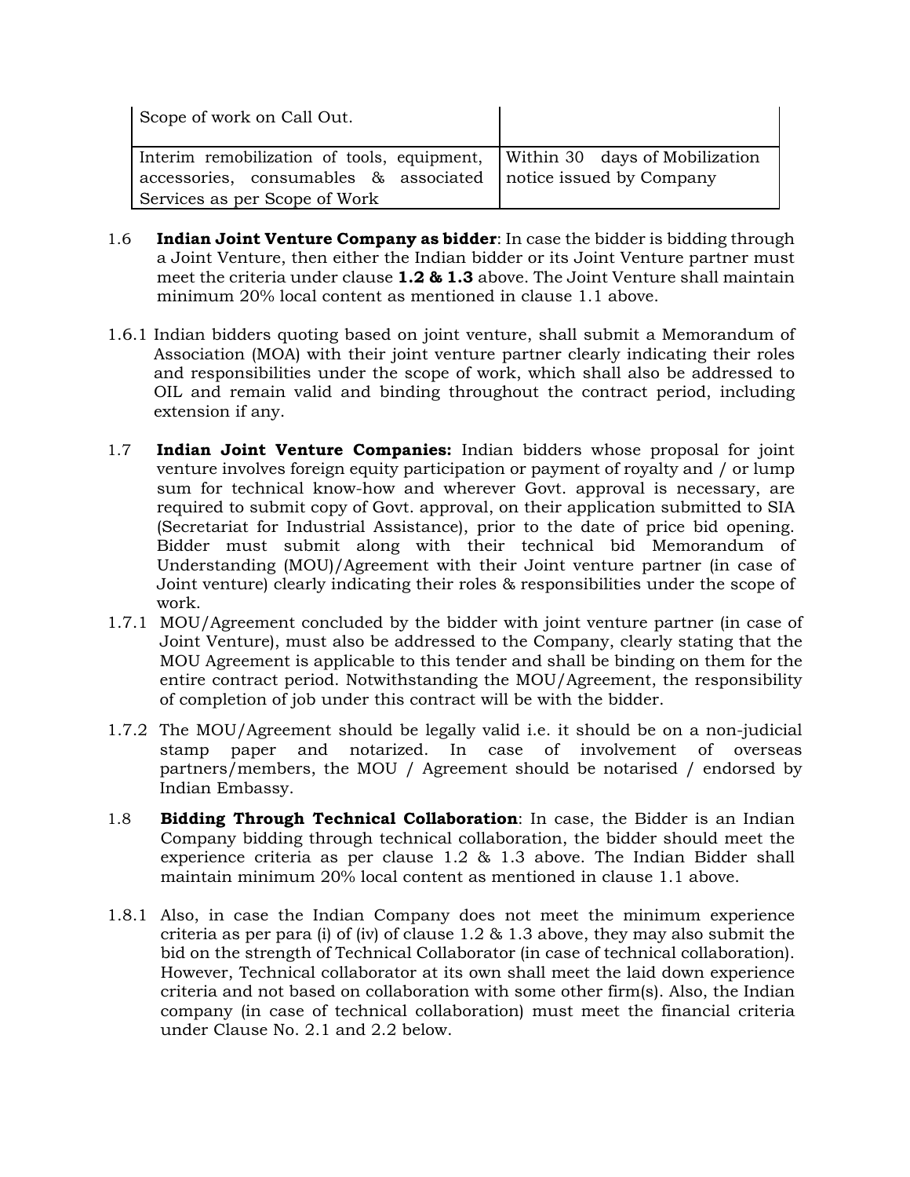| Scope of work on Call Out. | |
| --- | --- |
| Interim remobilization of tools, equipment, accessories, consumables & associated Services as per Scope of Work | Within 30 days of Mobilization notice issued by Company |

1.6 **Indian Joint Venture Company as bidder**: In case the bidder is bidding through a Joint Venture, then either the Indian bidder or its Joint Venture partner must meet the criteria under clause **1.2 & 1.3** above. The Joint Venture shall maintain minimum 20% local content as mentioned in clause 1.1 above.

1.6.1 Indian bidders quoting based on joint venture, shall submit a Memorandum of Association (MOA) with their joint venture partner clearly indicating their roles and responsibilities under the scope of work, which shall also be addressed to OIL and remain valid and binding throughout the contract period, including extension if any.

1.7 **Indian Joint Venture Companies:** Indian bidders whose proposal for joint venture involves foreign equity participation or payment of royalty and / or lump sum for technical know-how and wherever Govt. approval is necessary, are required to submit copy of Govt. approval, on their application submitted to SIA (Secretariat for Industrial Assistance), prior to the date of price bid opening. Bidder must submit along with their technical bid Memorandum of Understanding (MOU)/Agreement with their Joint venture partner (in case of Joint venture) clearly indicating their roles & responsibilities under the scope of work.

1.7.1 MOU/Agreement concluded by the bidder with joint venture partner (in case of Joint Venture), must also be addressed to the Company, clearly stating that the MOU Agreement is applicable to this tender and shall be binding on them for the entire contract period. Notwithstanding the MOU/Agreement, the responsibility of completion of job under this contract will be with the bidder.

1.7.2 The MOU/Agreement should be legally valid i.e. it should be on a non-judicial stamp paper and notarized. In case of involvement of overseas partners/members, the MOU / Agreement should be notarised / endorsed by Indian Embassy.

1.8 **Bidding Through Technical Collaboration**: In case, the Bidder is an Indian Company bidding through technical collaboration, the bidder should meet the experience criteria as per clause 1.2 & 1.3 above. The Indian Bidder shall maintain minimum 20% local content as mentioned in clause 1.1 above.

1.8.1 Also, in case the Indian Company does not meet the minimum experience criteria as per para (i) of (iv) of clause 1.2 & 1.3 above, they may also submit the bid on the strength of Technical Collaborator (in case of technical collaboration). However, Technical collaborator at its own shall meet the laid down experience criteria and not based on collaboration with some other firm(s). Also, the Indian company (in case of technical collaboration) must meet the financial criteria under Clause No. 2.1 and 2.2 below.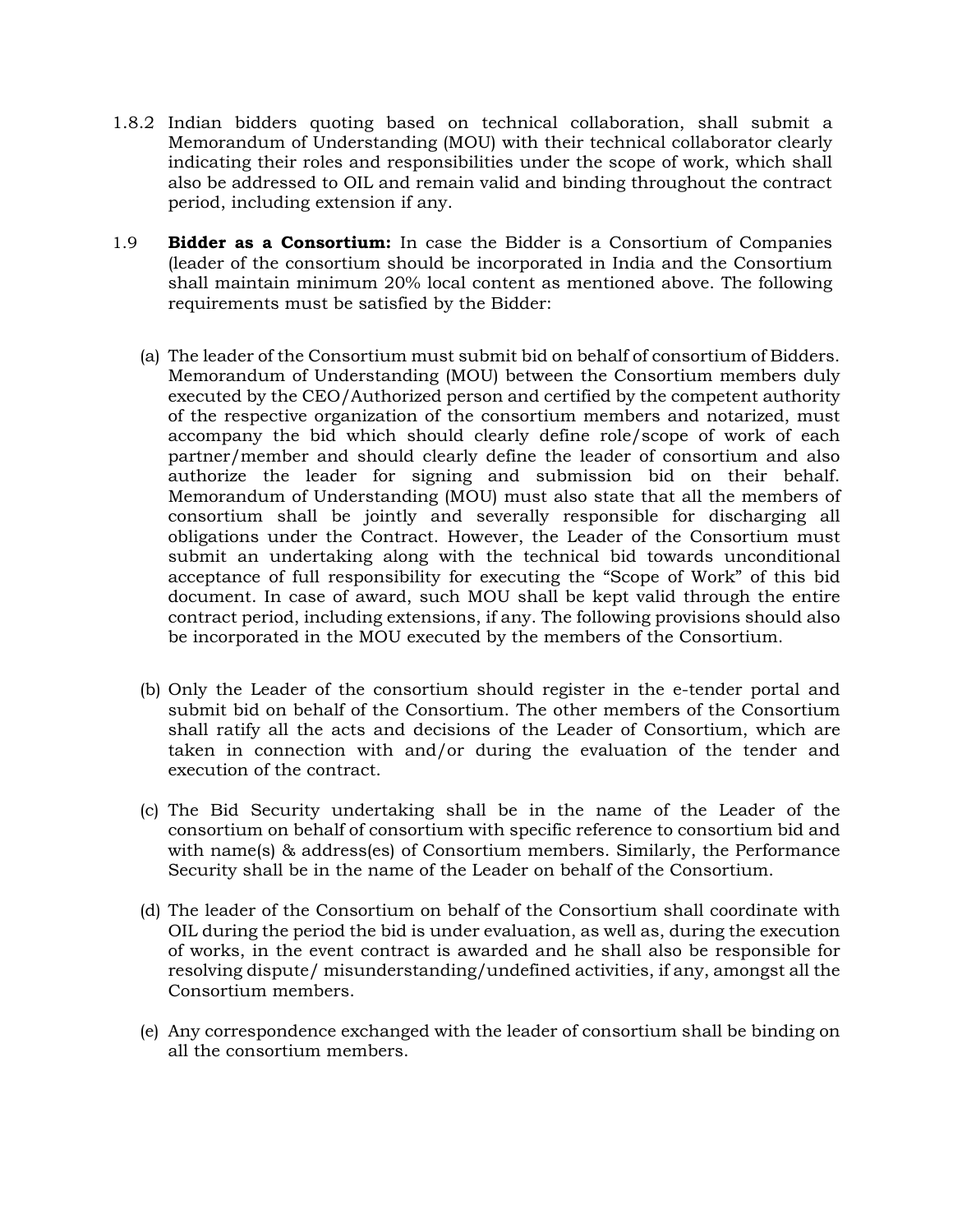1.8.2 Indian bidders quoting based on technical collaboration, shall submit a Memorandum of Understanding (MOU) with their technical collaborator clearly indicating their roles and responsibilities under the scope of work, which shall also be addressed to OIL and remain valid and binding throughout the contract period, including extension if any.

1.9 **Bidder as a Consortium:** In case the Bidder is a Consortium of Companies (leader of the consortium should be incorporated in India and the Consortium shall maintain minimum 20% local content as mentioned above. The following requirements must be satisfied by the Bidder:

(a) The leader of the Consortium must submit bid on behalf of consortium of Bidders. Memorandum of Understanding (MOU) between the Consortium members duly executed by the CEO/Authorized person and certified by the competent authority of the respective organization of the consortium members and notarized, must accompany the bid which should clearly define role/scope of work of each partner/member and should clearly define the leader of consortium and also authorize the leader for signing and submission bid on their behalf. Memorandum of Understanding (MOU) must also state that all the members of consortium shall be jointly and severally responsible for discharging all obligations under the Contract. However, the Leader of the Consortium must submit an undertaking along with the technical bid towards unconditional acceptance of full responsibility for executing the "Scope of Work" of this bid document. In case of award, such MOU shall be kept valid through the entire contract period, including extensions, if any. The following provisions should also be incorporated in the MOU executed by the members of the Consortium.

(b) Only the Leader of the consortium should register in the e-tender portal and submit bid on behalf of the Consortium. The other members of the Consortium shall ratify all the acts and decisions of the Leader of Consortium, which are taken in connection with and/or during the evaluation of the tender and execution of the contract.

(c) The Bid Security undertaking shall be in the name of the Leader of the consortium on behalf of consortium with specific reference to consortium bid and with name(s) & address(es) of Consortium members. Similarly, the Performance Security shall be in the name of the Leader on behalf of the Consortium.

(d) The leader of the Consortium on behalf of the Consortium shall coordinate with OIL during the period the bid is under evaluation, as well as, during the execution of works, in the event contract is awarded and he shall also be responsible for resolving dispute/ misunderstanding/undefined activities, if any, amongst all the Consortium members.

(e) Any correspondence exchanged with the leader of consortium shall be binding on all the consortium members.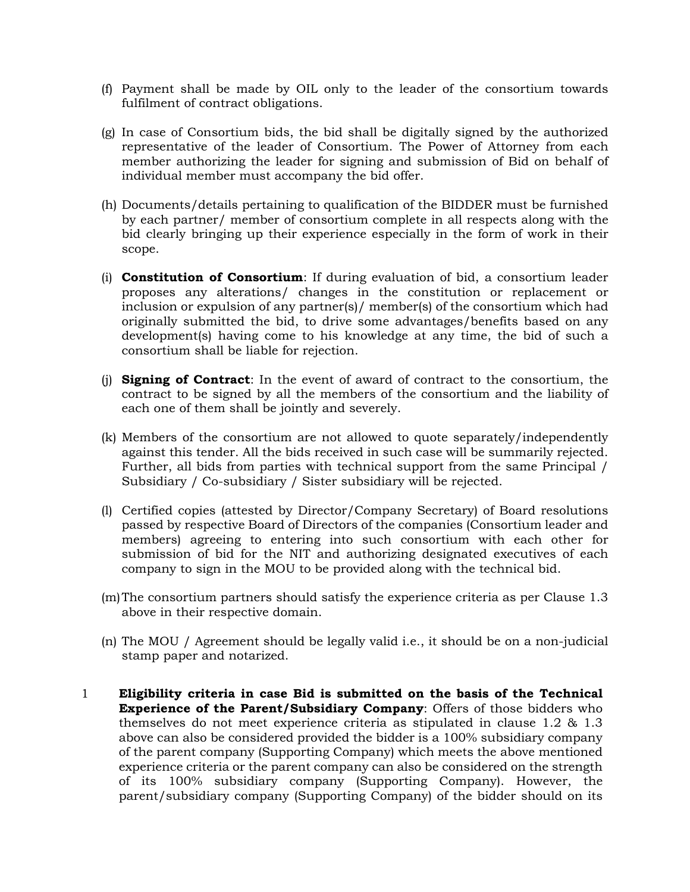(f) Payment shall be made by OIL only to the leader of the consortium towards fulfilment of contract obligations.

(g) In case of Consortium bids, the bid shall be digitally signed by the authorized representative of the leader of Consortium. The Power of Attorney from each member authorizing the leader for signing and submission of Bid on behalf of individual member must accompany the bid offer.

(h) Documents/details pertaining to qualification of the BIDDER must be furnished by each partner/ member of consortium complete in all respects along with the bid clearly bringing up their experience especially in the form of work in their scope.

(i) **Constitution of Consortium**: If during evaluation of bid, a consortium leader proposes any alterations/ changes in the constitution or replacement or inclusion or expulsion of any partner(s)/ member(s) of the consortium which had originally submitted the bid, to drive some advantages/benefits based on any development(s) having come to his knowledge at any time, the bid of such a consortium shall be liable for rejection.

(j) **Signing of Contract**: In the event of award of contract to the consortium, the contract to be signed by all the members of the consortium and the liability of each one of them shall be jointly and severely.

(k) Members of the consortium are not allowed to quote separately/independently against this tender. All the bids received in such case will be summarily rejected. Further, all bids from parties with technical support from the same Principal / Subsidiary / Co-subsidiary / Sister subsidiary will be rejected.

(l) Certified copies (attested by Director/Company Secretary) of Board resolutions passed by respective Board of Directors of the companies (Consortium leader and members) agreeing to entering into such consortium with each other for submission of bid for the NIT and authorizing designated executives of each company to sign in the MOU to be provided along with the technical bid.

(m) The consortium partners should satisfy the experience criteria as per Clause 1.3 above in their respective domain.

(n) The MOU / Agreement should be legally valid i.e., it should be on a non-judicial stamp paper and notarized.

1 **Eligibility criteria in case Bid is submitted on the basis of the Technical Experience of the Parent/Subsidiary Company**: Offers of those bidders who themselves do not meet experience criteria as stipulated in clause 1.2 & 1.3 above can also be considered provided the bidder is a 100% subsidiary company of the parent company (Supporting Company) which meets the above mentioned experience criteria or the parent company can also be considered on the strength of its 100% subsidiary company (Supporting Company). However, the parent/subsidiary company (Supporting Company) of the bidder should on its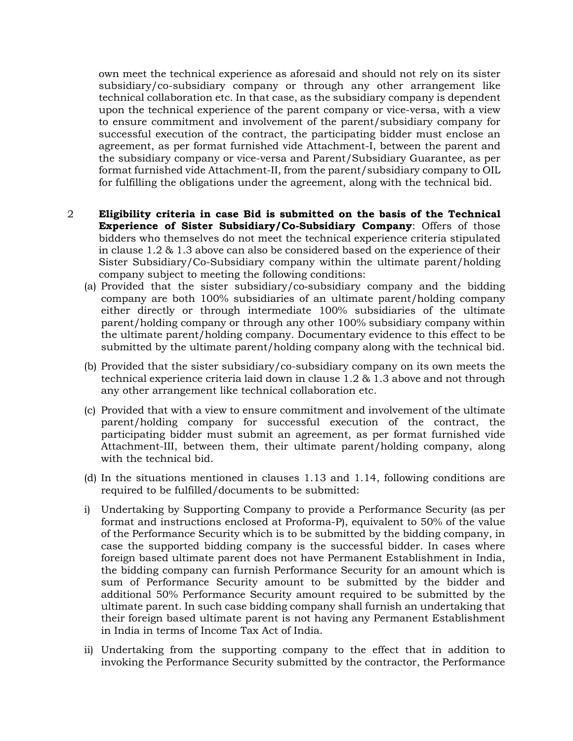own meet the technical experience as aforesaid and should not rely on its sister subsidiary/co-subsidiary company or through any other arrangement like technical collaboration etc. In that case, as the subsidiary company is dependent upon the technical experience of the parent company or vice-versa, with a view to ensure commitment and involvement of the parent/subsidiary company for successful execution of the contract, the participating bidder must enclose an agreement, as per format furnished vide Attachment-I, between the parent and the subsidiary company or vice-versa and Parent/Subsidiary Guarantee, as per format furnished vide Attachment-II, from the parent/subsidiary company to OIL for fulfilling the obligations under the agreement, along with the technical bid.

2 **Eligibility criteria in case Bid is submitted on the basis of the Technical Experience of Sister Subsidiary/Co-Subsidiary Company**: Offers of those bidders who themselves do not meet the technical experience criteria stipulated in clause 1.2 & 1.3 above can also be considered based on the experience of their Sister Subsidiary/Co-Subsidiary company within the ultimate parent/holding company subject to meeting the following conditions:

(a) Provided that the sister subsidiary/co-subsidiary company and the bidding company are both 100% subsidiaries of an ultimate parent/holding company either directly or through intermediate 100% subsidiaries of the ultimate parent/holding company or through any other 100% subsidiary company within the ultimate parent/holding company. Documentary evidence to this effect to be submitted by the ultimate parent/holding company along with the technical bid.

(b) Provided that the sister subsidiary/co-subsidiary company on its own meets the technical experience criteria laid down in clause 1.2 & 1.3 above and not through any other arrangement like technical collaboration etc.

(c) Provided that with a view to ensure commitment and involvement of the ultimate parent/holding company for successful execution of the contract, the participating bidder must submit an agreement, as per format furnished vide Attachment-III, between them, their ultimate parent/holding company, along with the technical bid.

(d) In the situations mentioned in clauses 1.13 and 1.14, following conditions are required to be fulfilled/documents to be submitted:

i) Undertaking by Supporting Company to provide a Performance Security (as per format and instructions enclosed at Proforma-P), equivalent to 50% of the value of the Performance Security which is to be submitted by the bidding company, in case the supported bidding company is the successful bidder. In cases where foreign based ultimate parent does not have Permanent Establishment in India, the bidding company can furnish Performance Security for an amount which is sum of Performance Security amount to be submitted by the bidder and additional 50% Performance Security amount required to be submitted by the ultimate parent. In such case bidding company shall furnish an undertaking that their foreign based ultimate parent is not having any Permanent Establishment in India in terms of Income Tax Act of India.

ii) Undertaking from the supporting company to the effect that in addition to invoking the Performance Security submitted by the contractor, the Performance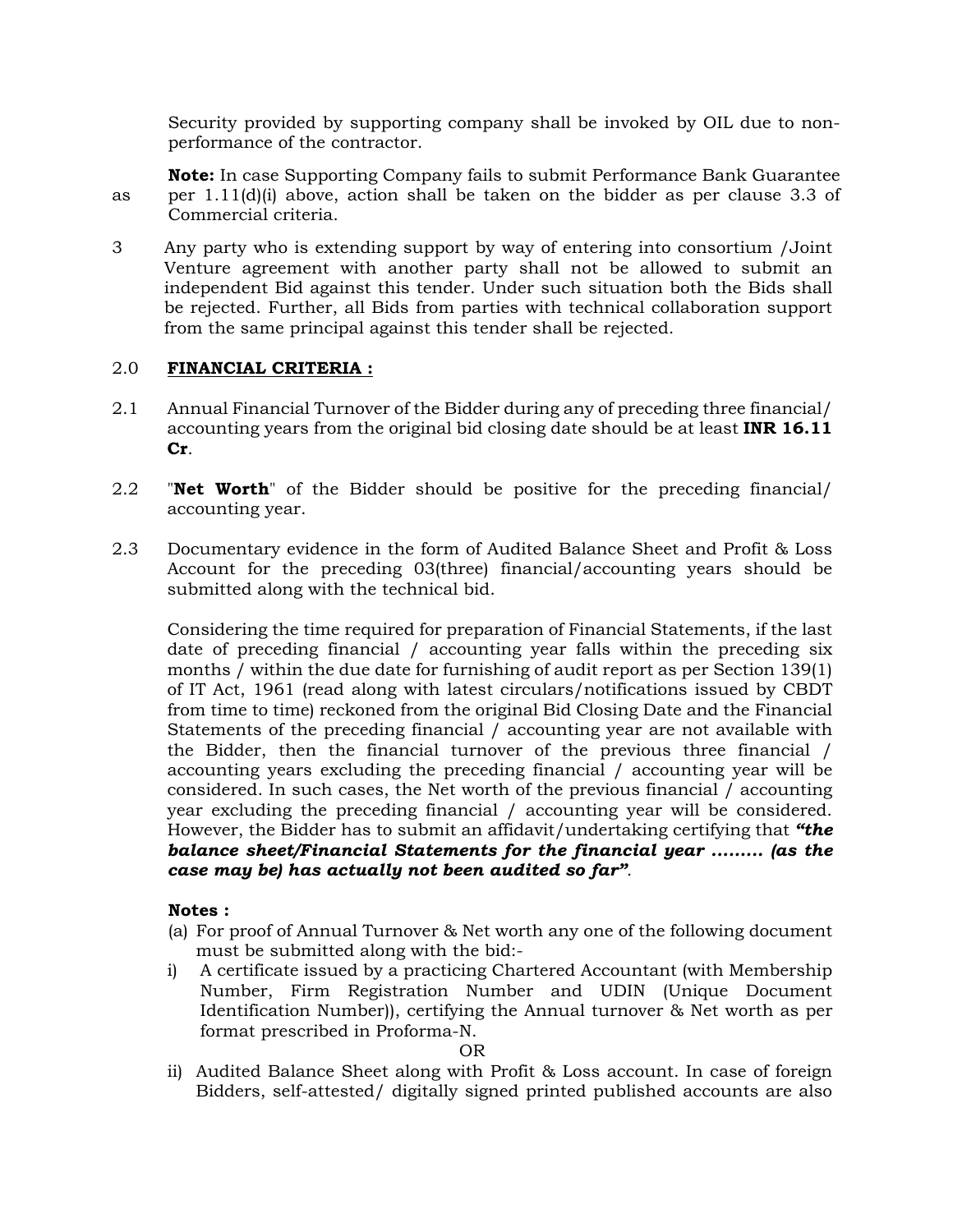Security provided by supporting company shall be invoked by OIL due to non-performance of the contractor.

**Note:** In case Supporting Company fails to submit Performance Bank Guarantee as per 1.11(d)(i) above, action shall be taken on the bidder as per clause 3.3 of Commercial criteria.

3 Any party who is extending support by way of entering into consortium /Joint Venture agreement with another party shall not be allowed to submit an independent Bid against this tender. Under such situation both the Bids shall be rejected. Further, all Bids from parties with technical collaboration support from the same principal against this tender shall be rejected.

## 2.0 **FINANCIAL CRITERIA :**

2.1 Annual Financial Turnover of the Bidder during any of preceding three financial/ accounting years from the original bid closing date should be at least **INR 16.11 Cr**.

2.2 "**Net Worth**" of the Bidder should be positive for the preceding financial/ accounting year.

2.3 Documentary evidence in the form of Audited Balance Sheet and Profit & Loss Account for the preceding 03(three) financial/accounting years should be submitted along with the technical bid.

Considering the time required for preparation of Financial Statements, if the last date of preceding financial / accounting year falls within the preceding six months / within the due date for furnishing of audit report as per Section 139(1) of IT Act, 1961 (read along with latest circulars/notifications issued by CBDT from time to time) reckoned from the original Bid Closing Date and the Financial Statements of the preceding financial / accounting year are not available with the Bidder, then the financial turnover of the previous three financial / accounting years excluding the preceding financial / accounting year will be considered. In such cases, the Net worth of the previous financial / accounting year excluding the preceding financial / accounting year will be considered. However, the Bidder has to submit an affidavit/undertaking certifying that ***"the balance sheet/Financial Statements for the financial year ......... (as the case may be) has actually not been audited so far"***.

**Notes :**

(a) For proof of Annual Turnover & Net worth any one of the following document must be submitted along with the bid:-

i) A certificate issued by a practicing Chartered Accountant (with Membership Number, Firm Registration Number and UDIN (Unique Document Identification Number)), certifying the Annual turnover & Net worth as per format prescribed in Proforma-N.

OR

ii) Audited Balance Sheet along with Profit & Loss account. In case of foreign Bidders, self-attested/ digitally signed printed published accounts are also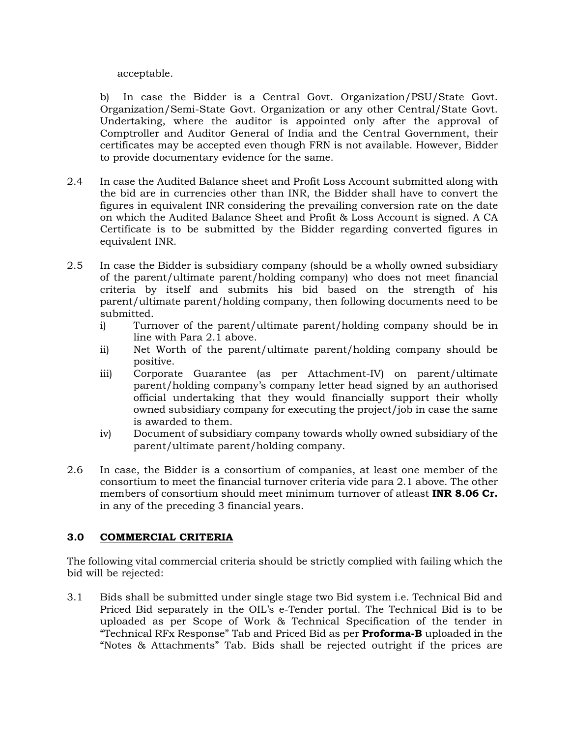acceptable.

b) In case the Bidder is a Central Govt. Organization/PSU/State Govt. Organization/Semi-State Govt. Organization or any other Central/State Govt. Undertaking, where the auditor is appointed only after the approval of Comptroller and Auditor General of India and the Central Government, their certificates may be accepted even though FRN is not available. However, Bidder to provide documentary evidence for the same.

2.4 In case the Audited Balance sheet and Profit Loss Account submitted along with the bid are in currencies other than INR, the Bidder shall have to convert the figures in equivalent INR considering the prevailing conversion rate on the date on which the Audited Balance Sheet and Profit & Loss Account is signed. A CA Certificate is to be submitted by the Bidder regarding converted figures in equivalent INR.

2.5 In case the Bidder is subsidiary company (should be a wholly owned subsidiary of the parent/ultimate parent/holding company) who does not meet financial criteria by itself and submits his bid based on the strength of his parent/ultimate parent/holding company, then following documents need to be submitted.

i) Turnover of the parent/ultimate parent/holding company should be in line with Para 2.1 above.

ii) Net Worth of the parent/ultimate parent/holding company should be positive.

iii) Corporate Guarantee (as per Attachment-IV) on parent/ultimate parent/holding company's company letter head signed by an authorised official undertaking that they would financially support their wholly owned subsidiary company for executing the project/job in case the same is awarded to them.

iv) Document of subsidiary company towards wholly owned subsidiary of the parent/ultimate parent/holding company.

2.6 In case, the Bidder is a consortium of companies, at least one member of the consortium to meet the financial turnover criteria vide para 2.1 above. The other members of consortium should meet minimum turnover of atleast **INR 8.06 Cr.** in any of the preceding 3 financial years.

## 3.0 COMMERCIAL CRITERIA

The following vital commercial criteria should be strictly complied with failing which the bid will be rejected:

3.1 Bids shall be submitted under single stage two Bid system i.e. Technical Bid and Priced Bid separately in the OIL's e-Tender portal. The Technical Bid is to be uploaded as per Scope of Work & Technical Specification of the tender in "Technical RFx Response" Tab and Priced Bid as per **Proforma-B** uploaded in the "Notes & Attachments" Tab. Bids shall be rejected outright if the prices are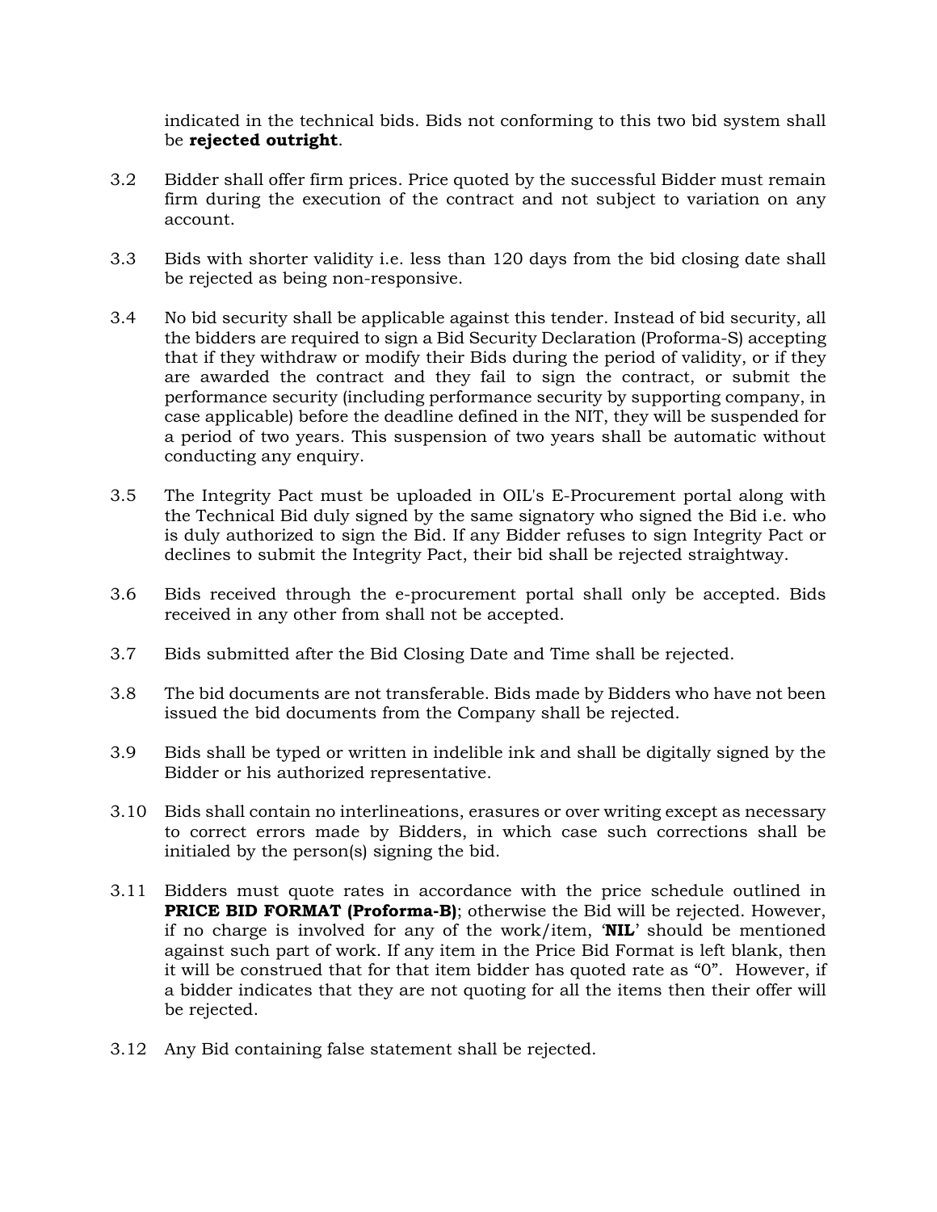indicated in the technical bids. Bids not conforming to this two bid system shall be **rejected outright**.

3.2 Bidder shall offer firm prices. Price quoted by the successful Bidder must remain firm during the execution of the contract and not subject to variation on any account.

3.3 Bids with shorter validity i.e. less than 120 days from the bid closing date shall be rejected as being non-responsive.

3.4 No bid security shall be applicable against this tender. Instead of bid security, all the bidders are required to sign a Bid Security Declaration (Proforma-S) accepting that if they withdraw or modify their Bids during the period of validity, or if they are awarded the contract and they fail to sign the contract, or submit the performance security (including performance security by supporting company, in case applicable) before the deadline defined in the NIT, they will be suspended for a period of two years. This suspension of two years shall be automatic without conducting any enquiry.

3.5 The Integrity Pact must be uploaded in OIL's E-Procurement portal along with the Technical Bid duly signed by the same signatory who signed the Bid i.e. who is duly authorized to sign the Bid. If any Bidder refuses to sign Integrity Pact or declines to submit the Integrity Pact, their bid shall be rejected straightway.

3.6 Bids received through the e-procurement portal shall only be accepted. Bids received in any other from shall not be accepted.

3.7 Bids submitted after the Bid Closing Date and Time shall be rejected.

3.8 The bid documents are not transferable. Bids made by Bidders who have not been issued the bid documents from the Company shall be rejected.

3.9 Bids shall be typed or written in indelible ink and shall be digitally signed by the Bidder or his authorized representative.

3.10 Bids shall contain no interlineations, erasures or over writing except as necessary to correct errors made by Bidders, in which case such corrections shall be initialed by the person(s) signing the bid.

3.11 Bidders must quote rates in accordance with the price schedule outlined in **PRICE BID FORMAT (Proforma-B)**; otherwise the Bid will be rejected. However, if no charge is involved for any of the work/item, '**NIL**' should be mentioned against such part of work. If any item in the Price Bid Format is left blank, then it will be construed that for that item bidder has quoted rate as "0". However, if a bidder indicates that they are not quoting for all the items then their offer will be rejected.

3.12 Any Bid containing false statement shall be rejected.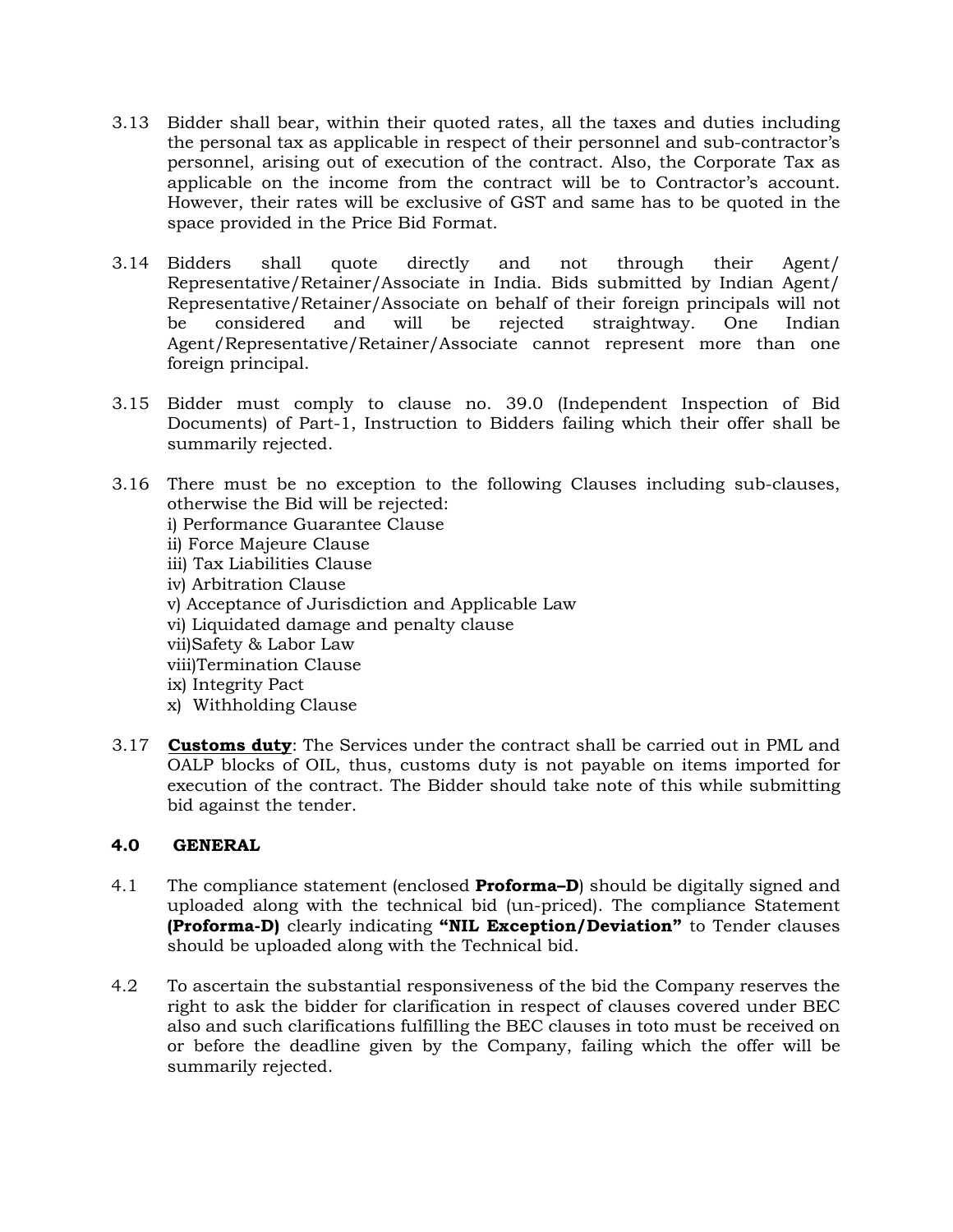3.13 Bidder shall bear, within their quoted rates, all the taxes and duties including the personal tax as applicable in respect of their personnel and sub-contractor's personnel, arising out of execution of the contract. Also, the Corporate Tax as applicable on the income from the contract will be to Contractor's account. However, their rates will be exclusive of GST and same has to be quoted in the space provided in the Price Bid Format.

3.14 Bidders shall quote directly and not through their Agent/ Representative/Retainer/Associate in India. Bids submitted by Indian Agent/ Representative/Retainer/Associate on behalf of their foreign principals will not be considered and will be rejected straightway. One Indian Agent/Representative/Retainer/Associate cannot represent more than one foreign principal.

3.15 Bidder must comply to clause no. 39.0 (Independent Inspection of Bid Documents) of Part-1, Instruction to Bidders failing which their offer shall be summarily rejected.

3.16 There must be no exception to the following Clauses including sub-clauses, otherwise the Bid will be rejected:
i) Performance Guarantee Clause
ii) Force Majeure Clause
iii) Tax Liabilities Clause
iv) Arbitration Clause
v) Acceptance of Jurisdiction and Applicable Law
vi) Liquidated damage and penalty clause
vii)Safety & Labor Law
viii)Termination Clause
ix) Integrity Pact
x) Withholding Clause

3.17 **Customs duty**: The Services under the contract shall be carried out in PML and OALP blocks of OIL, thus, customs duty is not payable on items imported for execution of the contract. The Bidder should take note of this while submitting bid against the tender.

## 4.0 GENERAL

4.1 The compliance statement (enclosed **Proforma–D**) should be digitally signed and uploaded along with the technical bid (un-priced). The compliance Statement **(Proforma-D)** clearly indicating **"NIL Exception/Deviation"** to Tender clauses should be uploaded along with the Technical bid.

4.2 To ascertain the substantial responsiveness of the bid the Company reserves the right to ask the bidder for clarification in respect of clauses covered under BEC also and such clarifications fulfilling the BEC clauses in toto must be received on or before the deadline given by the Company, failing which the offer will be summarily rejected.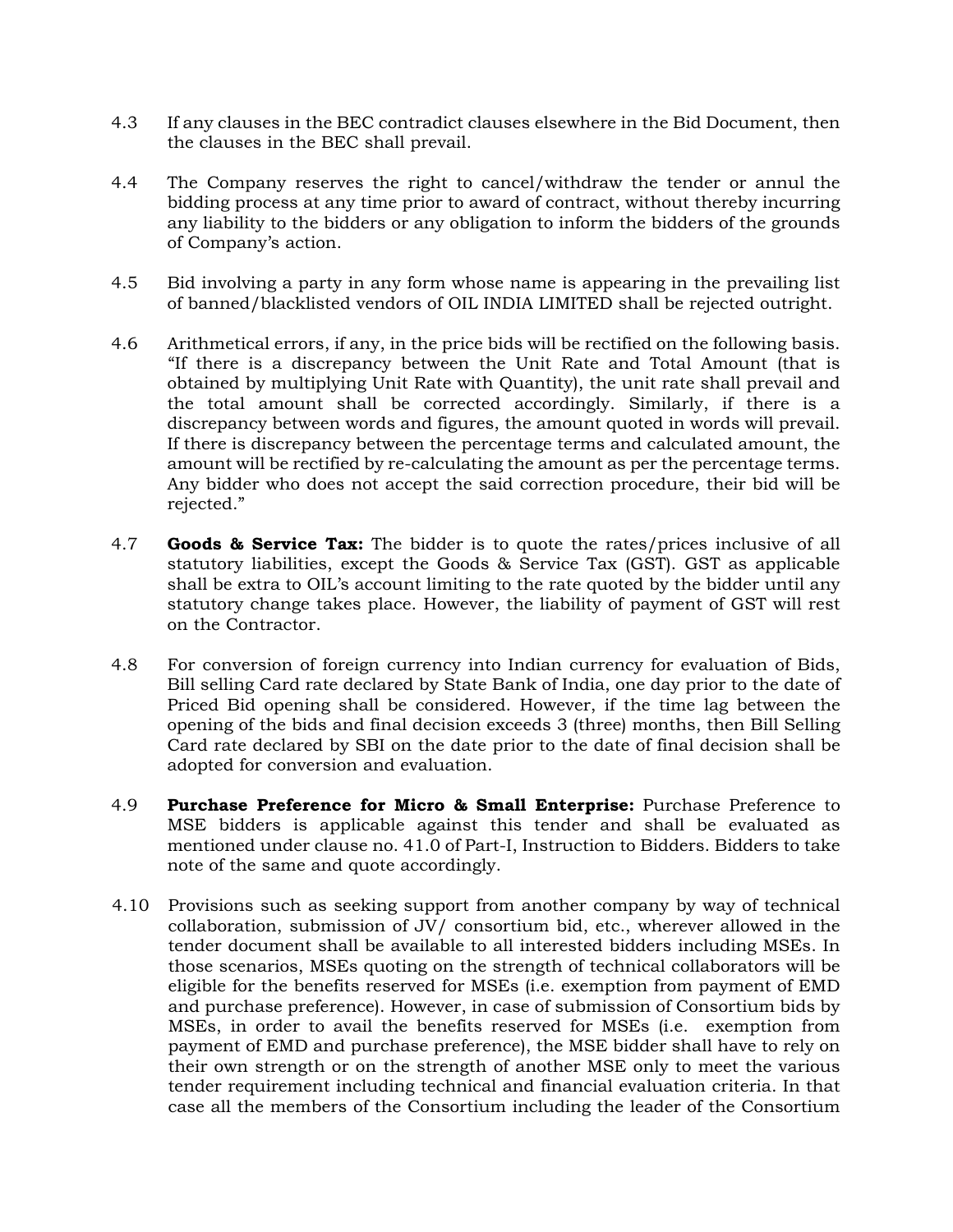4.3 If any clauses in the BEC contradict clauses elsewhere in the Bid Document, then the clauses in the BEC shall prevail.

4.4 The Company reserves the right to cancel/withdraw the tender or annul the bidding process at any time prior to award of contract, without thereby incurring any liability to the bidders or any obligation to inform the bidders of the grounds of Company's action.

4.5 Bid involving a party in any form whose name is appearing in the prevailing list of banned/blacklisted vendors of OIL INDIA LIMITED shall be rejected outright.

4.6 Arithmetical errors, if any, in the price bids will be rectified on the following basis. "If there is a discrepancy between the Unit Rate and Total Amount (that is obtained by multiplying Unit Rate with Quantity), the unit rate shall prevail and the total amount shall be corrected accordingly. Similarly, if there is a discrepancy between words and figures, the amount quoted in words will prevail. If there is discrepancy between the percentage terms and calculated amount, the amount will be rectified by re-calculating the amount as per the percentage terms. Any bidder who does not accept the said correction procedure, their bid will be rejected."

4.7 **Goods & Service Tax:** The bidder is to quote the rates/prices inclusive of all statutory liabilities, except the Goods & Service Tax (GST). GST as applicable shall be extra to OIL's account limiting to the rate quoted by the bidder until any statutory change takes place. However, the liability of payment of GST will rest on the Contractor.

4.8 For conversion of foreign currency into Indian currency for evaluation of Bids, Bill selling Card rate declared by State Bank of India, one day prior to the date of Priced Bid opening shall be considered. However, if the time lag between the opening of the bids and final decision exceeds 3 (three) months, then Bill Selling Card rate declared by SBI on the date prior to the date of final decision shall be adopted for conversion and evaluation.

4.9 **Purchase Preference for Micro & Small Enterprise:** Purchase Preference to MSE bidders is applicable against this tender and shall be evaluated as mentioned under clause no. 41.0 of Part-I, Instruction to Bidders. Bidders to take note of the same and quote accordingly.

4.10 Provisions such as seeking support from another company by way of technical collaboration, submission of JV/ consortium bid, etc., wherever allowed in the tender document shall be available to all interested bidders including MSEs. In those scenarios, MSEs quoting on the strength of technical collaborators will be eligible for the benefits reserved for MSEs (i.e. exemption from payment of EMD and purchase preference). However, in case of submission of Consortium bids by MSEs, in order to avail the benefits reserved for MSEs (i.e. exemption from payment of EMD and purchase preference), the MSE bidder shall have to rely on their own strength or on the strength of another MSE only to meet the various tender requirement including technical and financial evaluation criteria. In that case all the members of the Consortium including the leader of the Consortium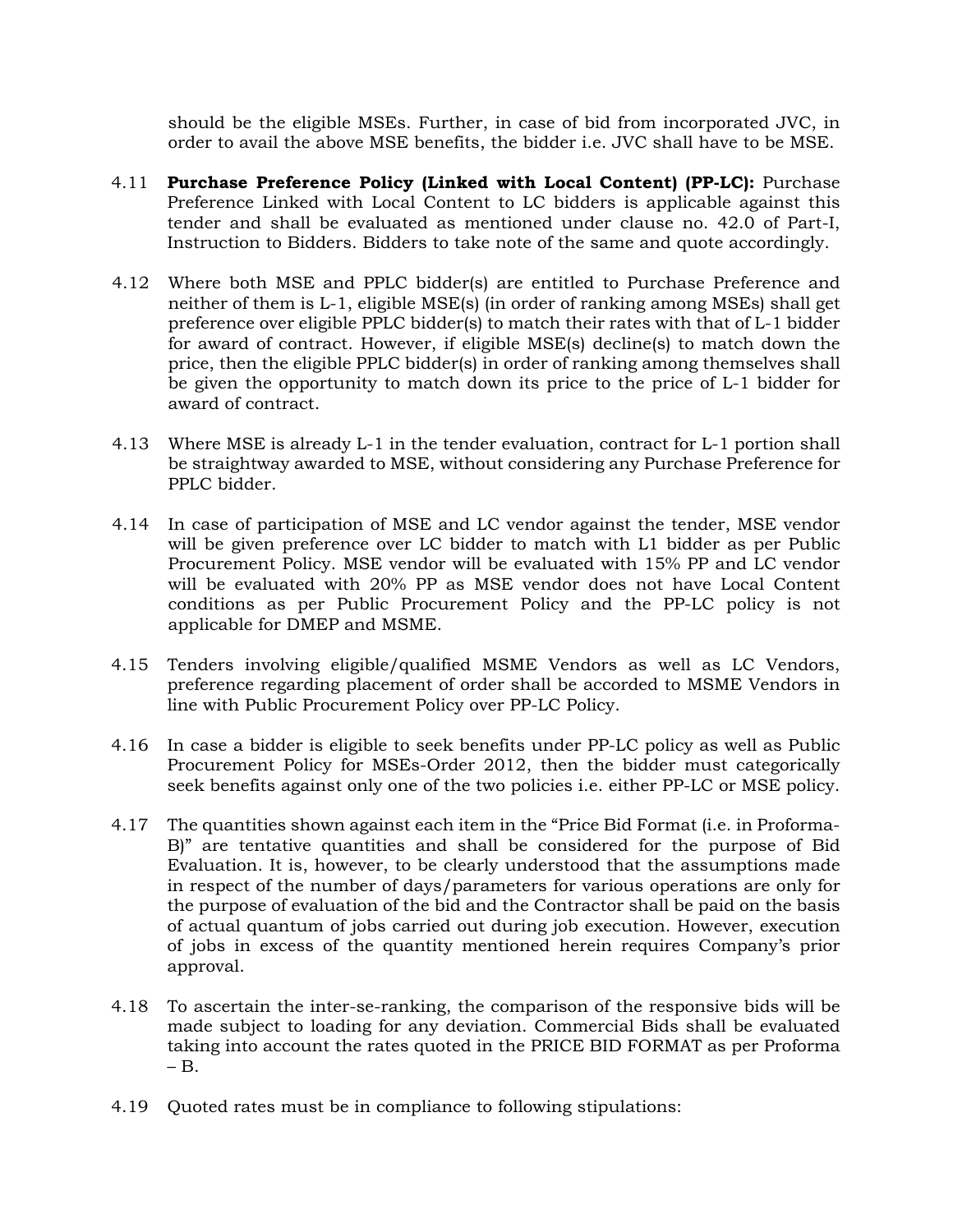should be the eligible MSEs. Further, in case of bid from incorporated JVC, in order to avail the above MSE benefits, the bidder i.e. JVC shall have to be MSE.

4.11 **Purchase Preference Policy (Linked with Local Content) (PP-LC):** Purchase Preference Linked with Local Content to LC bidders is applicable against this tender and shall be evaluated as mentioned under clause no. 42.0 of Part-I, Instruction to Bidders. Bidders to take note of the same and quote accordingly.

4.12 Where both MSE and PPLC bidder(s) are entitled to Purchase Preference and neither of them is L-1, eligible MSE(s) (in order of ranking among MSEs) shall get preference over eligible PPLC bidder(s) to match their rates with that of L-1 bidder for award of contract. However, if eligible MSE(s) decline(s) to match down the price, then the eligible PPLC bidder(s) in order of ranking among themselves shall be given the opportunity to match down its price to the price of L-1 bidder for award of contract.

4.13 Where MSE is already L-1 in the tender evaluation, contract for L-1 portion shall be straightway awarded to MSE, without considering any Purchase Preference for PPLC bidder.

4.14 In case of participation of MSE and LC vendor against the tender, MSE vendor will be given preference over LC bidder to match with L1 bidder as per Public Procurement Policy. MSE vendor will be evaluated with 15% PP and LC vendor will be evaluated with 20% PP as MSE vendor does not have Local Content conditions as per Public Procurement Policy and the PP-LC policy is not applicable for DMEP and MSME.

4.15 Tenders involving eligible/qualified MSME Vendors as well as LC Vendors, preference regarding placement of order shall be accorded to MSME Vendors in line with Public Procurement Policy over PP-LC Policy.

4.16 In case a bidder is eligible to seek benefits under PP-LC policy as well as Public Procurement Policy for MSEs-Order 2012, then the bidder must categorically seek benefits against only one of the two policies i.e. either PP-LC or MSE policy.

4.17 The quantities shown against each item in the "Price Bid Format (i.e. in Proforma-B)" are tentative quantities and shall be considered for the purpose of Bid Evaluation. It is, however, to be clearly understood that the assumptions made in respect of the number of days/parameters for various operations are only for the purpose of evaluation of the bid and the Contractor shall be paid on the basis of actual quantum of jobs carried out during job execution. However, execution of jobs in excess of the quantity mentioned herein requires Company's prior approval.

4.18 To ascertain the inter-se-ranking, the comparison of the responsive bids will be made subject to loading for any deviation. Commercial Bids shall be evaluated taking into account the rates quoted in the PRICE BID FORMAT as per Proforma – B.

4.19 Quoted rates must be in compliance to following stipulations: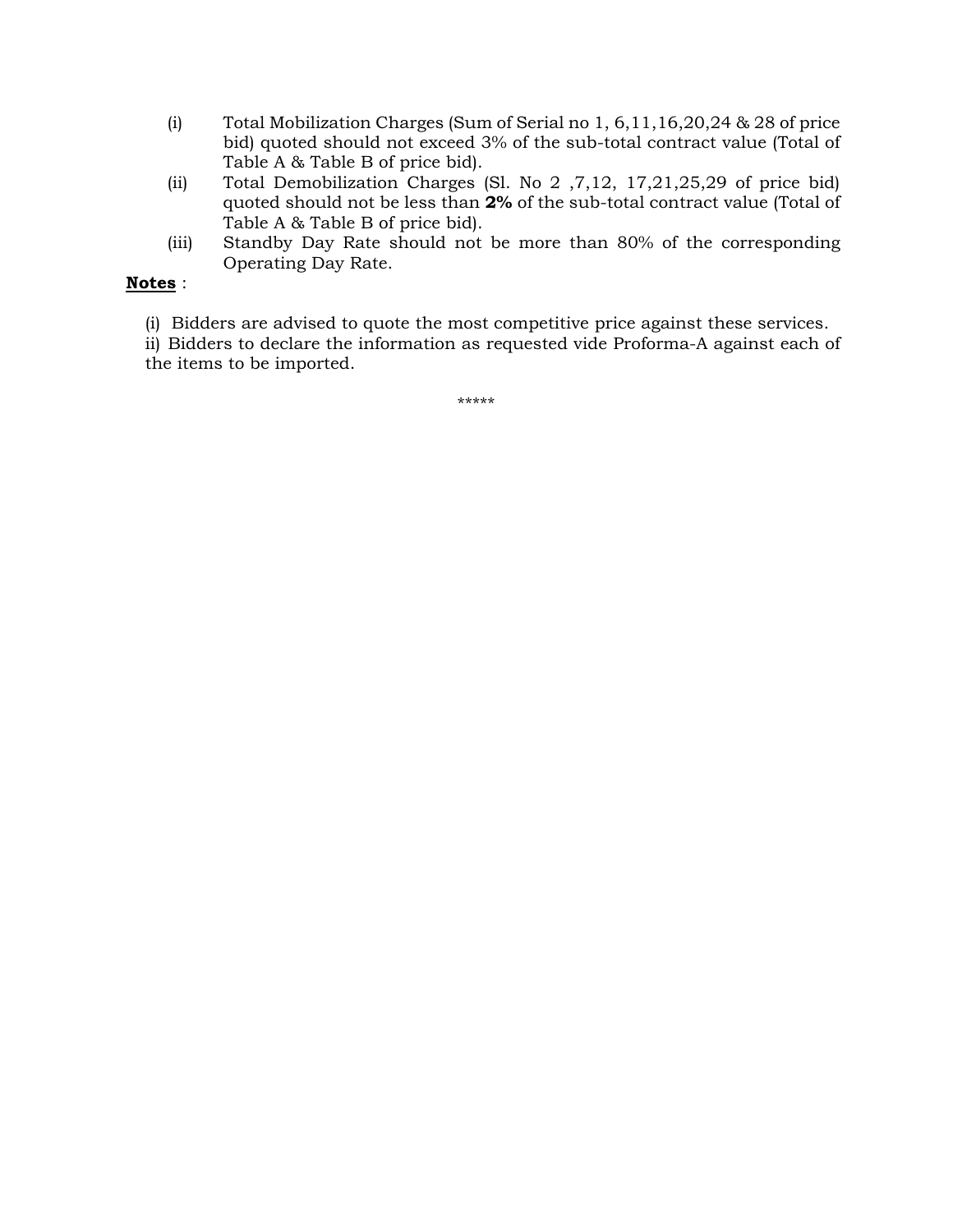(i) Total Mobilization Charges (Sum of Serial no 1, 6,11,16,20,24 & 28 of price bid) quoted should not exceed 3% of the sub-total contract value (Total of Table A & Table B of price bid).

(ii) Total Demobilization Charges (Sl. No 2 ,7,12, 17,21,25,29 of price bid) quoted should not be less than **2%** of the sub-total contract value (Total of Table A & Table B of price bid).

(iii) Standby Day Rate should not be more than 80% of the corresponding Operating Day Rate.

**Notes** :

(i) Bidders are advised to quote the most competitive price against these services.

ii) Bidders to declare the information as requested vide Proforma-A against each of the items to be imported.

*****